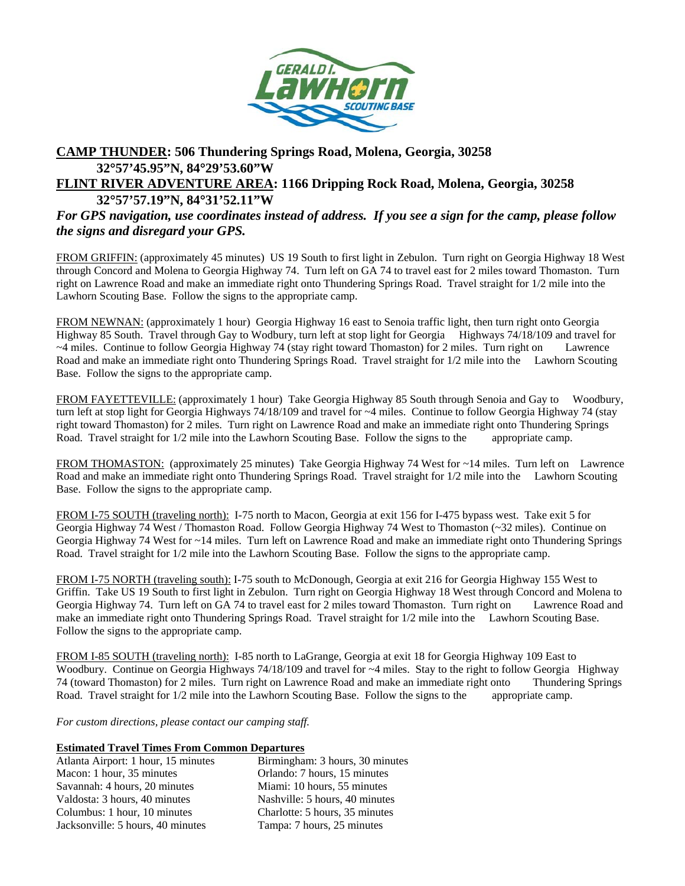**CAMP THUNDER: 506 Thundering Springs Road, Molena, Georgia, 30258**
**32°57'45.95"N, 84°29'53.60"W**
**FLINT RIVER ADVENTURE AREA: 1166 Dripping Rock Road, Molena, Georgia, 30258**
**32°57'57.19"N, 84°31'52.11"W**

***For GPS navigation, use coordinates instead of address. If you see a sign for the camp, please follow the signs and disregard your GPS.***

FROM GRIFFIN: (approximately 45 minutes) US 19 South to first light in Zebulon. Turn right on Georgia Highway 18 West through Concord and Molena to Georgia Highway 74. Turn left on GA 74 to travel east for 2 miles toward Thomaston. Turn right on Lawrence Road and make an immediate right onto Thundering Springs Road. Travel straight for 1/2 mile into the Lawhorn Scouting Base. Follow the signs to the appropriate camp.

FROM NEWNAN: (approximately 1 hour) Georgia Highway 16 east to Senoia traffic light, then turn right onto Georgia Highway 85 South. Travel through Gay to Wodbury, turn left at stop light for Georgia Highways 74/18/109 and travel for ~4 miles. Continue to follow Georgia Highway 74 (stay right toward Thomaston) for 2 miles. Turn right on Lawrence Road and make an immediate right onto Thundering Springs Road. Travel straight for 1/2 mile into the Lawhorn Scouting Base. Follow the signs to the appropriate camp.

FROM FAYETTEVILLE: (approximately 1 hour) Take Georgia Highway 85 South through Senoia and Gay to Woodbury, turn left at stop light for Georgia Highways 74/18/109 and travel for ~4 miles. Continue to follow Georgia Highway 74 (stay right toward Thomaston) for 2 miles. Turn right on Lawrence Road and make an immediate right onto Thundering Springs Road. Travel straight for 1/2 mile into the Lawhorn Scouting Base. Follow the signs to the appropriate camp.

FROM THOMASTON: (approximately 25 minutes) Take Georgia Highway 74 West for ~14 miles. Turn left on Lawrence Road and make an immediate right onto Thundering Springs Road. Travel straight for 1/2 mile into the Lawhorn Scouting Base. Follow the signs to the appropriate camp.

FROM I-75 SOUTH (traveling north): I-75 north to Macon, Georgia at exit 156 for I-475 bypass west. Take exit 5 for Georgia Highway 74 West / Thomaston Road. Follow Georgia Highway 74 West to Thomaston (~32 miles). Continue on Georgia Highway 74 West for ~14 miles. Turn left on Lawrence Road and make an immediate right onto Thundering Springs Road. Travel straight for 1/2 mile into the Lawhorn Scouting Base. Follow the signs to the appropriate camp.

FROM I-75 NORTH (traveling south): I-75 south to McDonough, Georgia at exit 216 for Georgia Highway 155 West to Griffin. Take US 19 South to first light in Zebulon. Turn right on Georgia Highway 18 West through Concord and Molena to Georgia Highway 74. Turn left on GA 74 to travel east for 2 miles toward Thomaston. Turn right on Lawrence Road and make an immediate right onto Thundering Springs Road. Travel straight for 1/2 mile into the Lawhorn Scouting Base. Follow the signs to the appropriate camp.

FROM I-85 SOUTH (traveling north): I-85 north to LaGrange, Georgia at exit 18 for Georgia Highway 109 East to Woodbury. Continue on Georgia Highways 74/18/109 and travel for ~4 miles. Stay to the right to follow Georgia Highway 74 (toward Thomaston) for 2 miles. Turn right on Lawrence Road and make an immediate right onto Thundering Springs Road. Travel straight for 1/2 mile into the Lawhorn Scouting Base. Follow the signs to the appropriate camp.

*For custom directions, please contact our camping staff.*

**Estimated Travel Times From Common Departures**

Atlanta Airport: 1 hour, 15 minutes
Macon: 1 hour, 35 minutes
Savannah: 4 hours, 20 minutes
Valdosta: 3 hours, 40 minutes
Columbus: 1 hour, 10 minutes
Jacksonville: 5 hours, 40 minutes
Birmingham: 3 hours, 30 minutes
Orlando: 7 hours, 15 minutes
Miami: 10 hours, 55 minutes
Nashville: 5 hours, 40 minutes
Charlotte: 5 hours, 35 minutes
Tampa: 7 hours, 25 minutes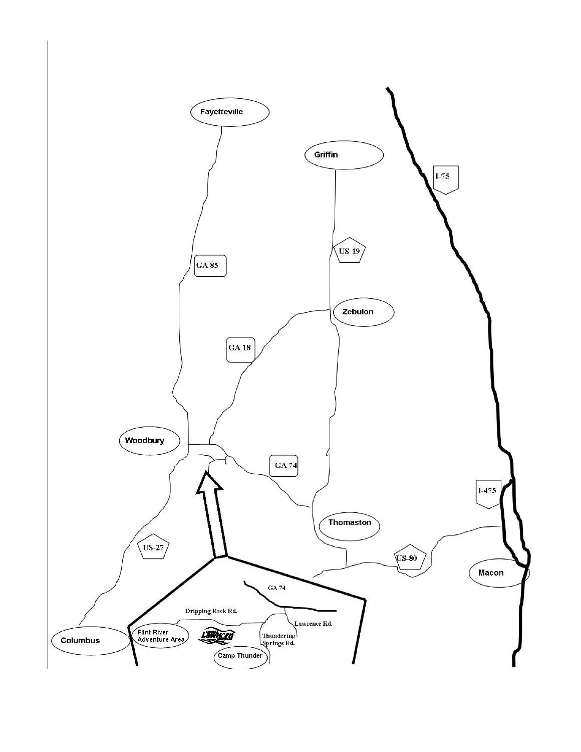Fayetteville

Griffin

I-75

US-19

GA 85

Zebulon

GA 18

Woodbury

GA 74

I-475

Thomaston

US-27

US-80

Macon

GA 74

Dripping Rock Rd.

Lawrence Rd.

Flint River Adventure Area

Thundering Springs Rd.

Columbus

Camp Thunder